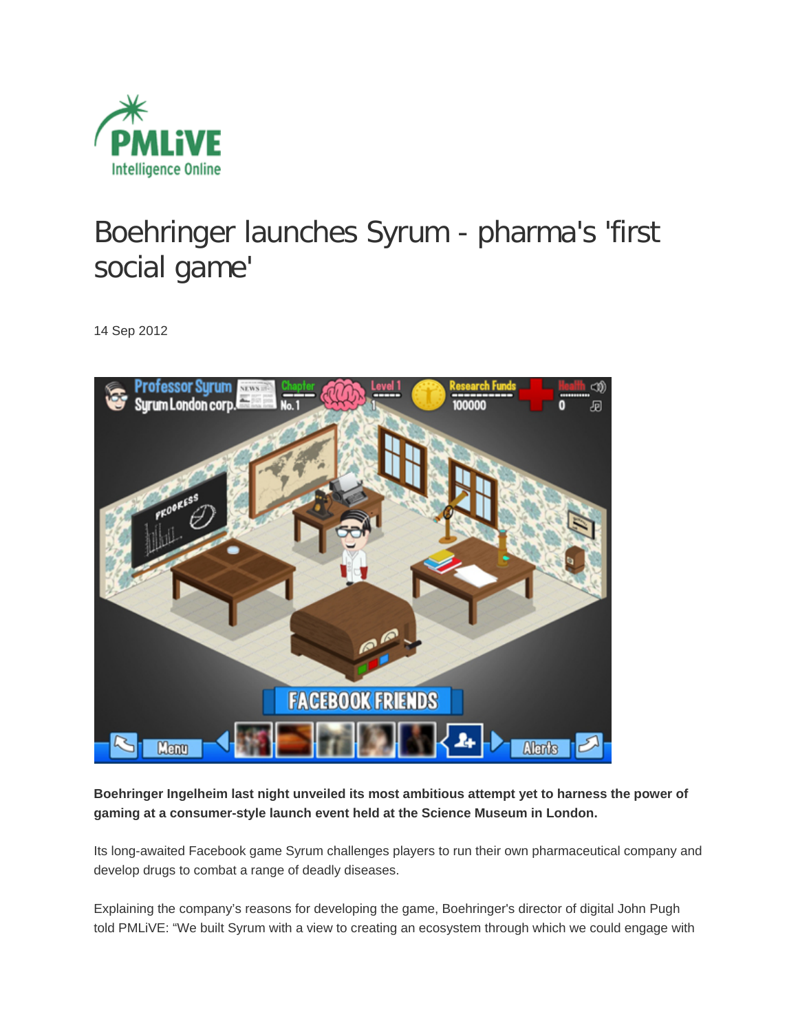# Boehringer launches Syrum - pharma's 'first social game'

14 Sep 2012

**Boehringer Ingelheim last night unveiled its most ambitious attempt yet to harness the power of gaming at a consumer-style launch event held at the Science Museum in London.**

Its long-awaited Facebook game Syrum challenges players to run their own pharmaceutical company and develop drugs to combat a range of deadly diseases.

Explaining the company's reasons for developing the game, Boehringer's director of digital John Pugh told PMLiVE: "We built Syrum with a view to creating an ecosystem through which we could engage with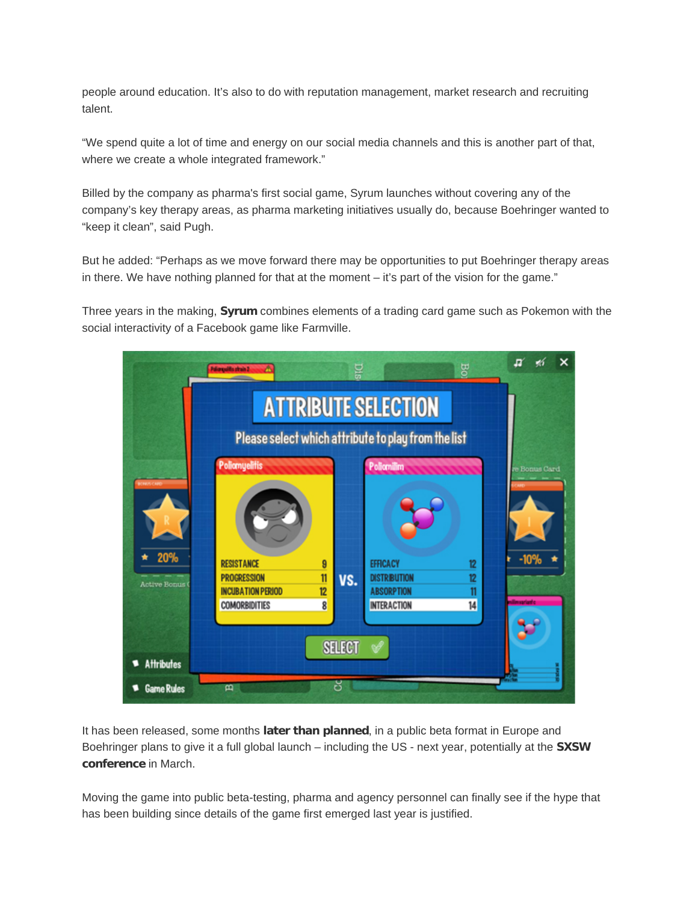people around education. It's also to do with reputation management, market research and recruiting talent.

"We spend quite a lot of time and energy on our social media channels and this is another part of that, where we create a whole integrated framework."

Billed by the company as pharma's first social game, Syrum launches without covering any of the company's key therapy areas, as pharma marketing initiatives usually do, because Boehringer wanted to "keep it clean", said Pugh.

But he added: "Perhaps as we move forward there may be opportunities to put Boehringer therapy areas in there. We have nothing planned for that at the moment – it's part of the vision for the game."

Three years in the making, **Syrum** combines elements of a trading card game such as Pokemon with the social interactivity of a Facebook game like Farmville.

It has been released, some months **later than planned**, in a public beta format in Europe and Boehringer plans to give it a full global launch – including the US - next year, potentially at the **SXSW conference** in March.

Moving the game into public beta-testing, pharma and agency personnel can finally see if the hype that has been building since details of the game first emerged last year is justified.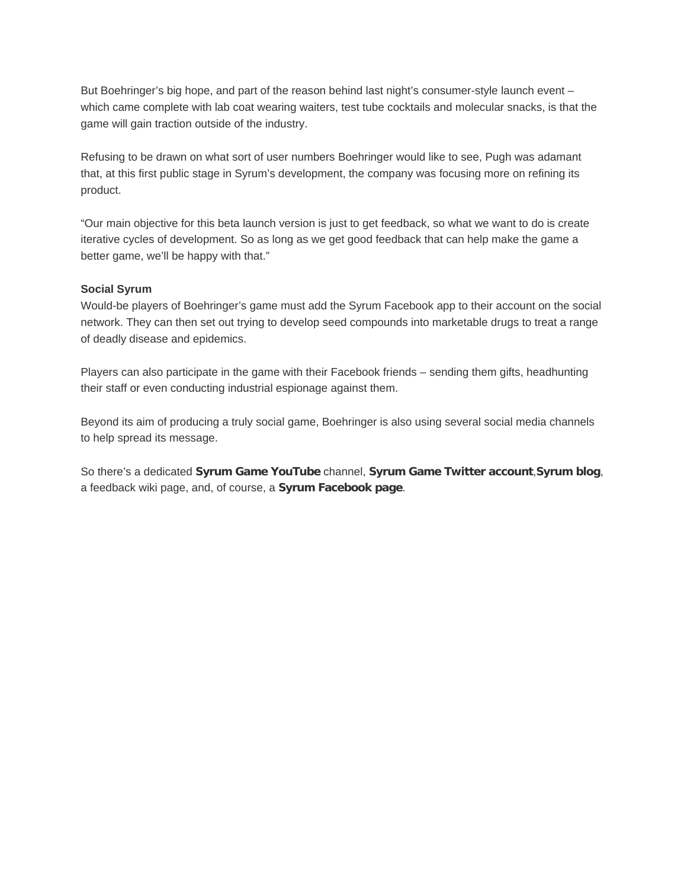But Boehringer's big hope, and part of the reason behind last night's consumer-style launch event – which came complete with lab coat wearing waiters, test tube cocktails and molecular snacks, is that the game will gain traction outside of the industry.

Refusing to be drawn on what sort of user numbers Boehringer would like to see, Pugh was adamant that, at this first public stage in Syrum's development, the company was focusing more on refining its product.

"Our main objective for this beta launch version is just to get feedback, so what we want to do is create iterative cycles of development. So as long as we get good feedback that can help make the game a better game, we'll be happy with that."

**Social Syrum**

Would-be players of Boehringer's game must add the Syrum Facebook app to their account on the social network. They can then set out trying to develop seed compounds into marketable drugs to treat a range of deadly disease and epidemics.

Players can also participate in the game with their Facebook friends – sending them gifts, headhunting their staff or even conducting industrial espionage against them.

Beyond its aim of producing a truly social game, Boehringer is also using several social media channels to help spread its message.

So there's a dedicated **Syrum Game YouTube** channel, **Syrum Game Twitter account**,**Syrum blog**, a feedback wiki page, and, of course, a **Syrum Facebook page**.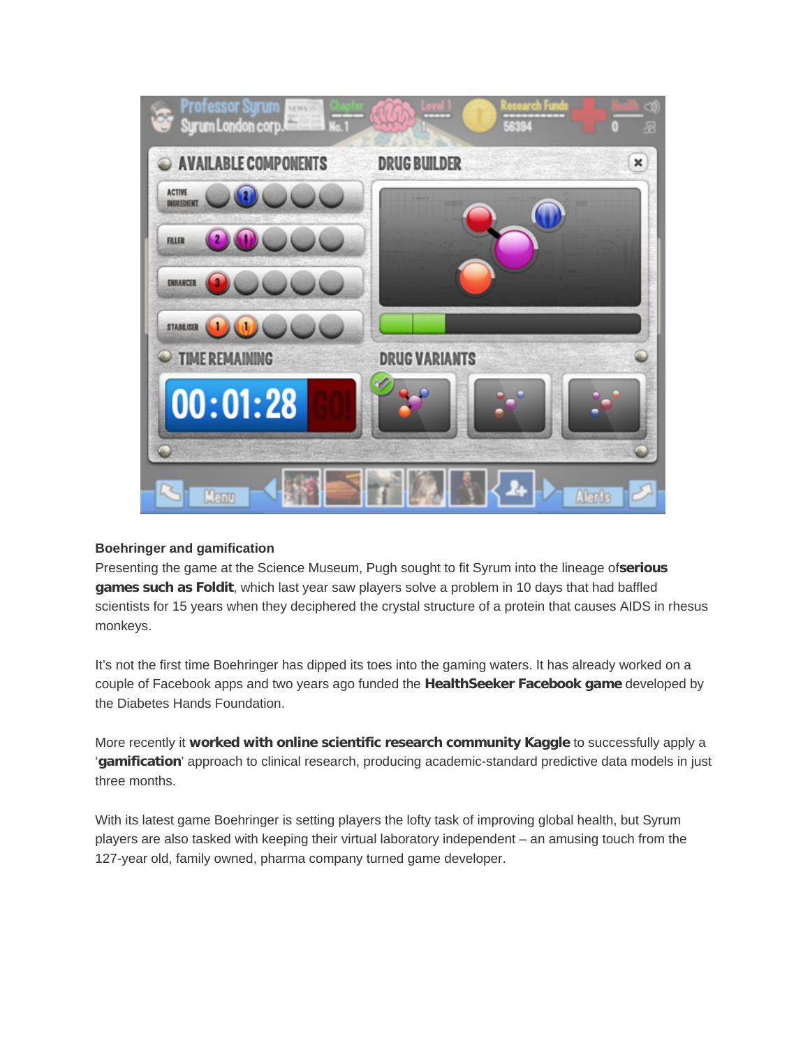**Boehringer and gamification**

Presenting the game at the Science Museum, Pugh sought to fit Syrum into the lineage of **serious games such as Foldit**, which last year saw players solve a problem in 10 days that had baffled scientists for 15 years when they deciphered the crystal structure of a protein that causes AIDS in rhesus monkeys.

It's not the first time Boehringer has dipped its toes into the gaming waters. It has already worked on a couple of Facebook apps and two years ago funded the **HealthSeeker Facebook game** developed by the Diabetes Hands Foundation.

More recently it **worked with online scientific research community Kaggle** to successfully apply a '**gamification**' approach to clinical research, producing academic-standard predictive data models in just three months.

With its latest game Boehringer is setting players the lofty task of improving global health, but Syrum players are also tasked with keeping their virtual laboratory independent – an amusing touch from the 127-year old, family owned, pharma company turned game developer.